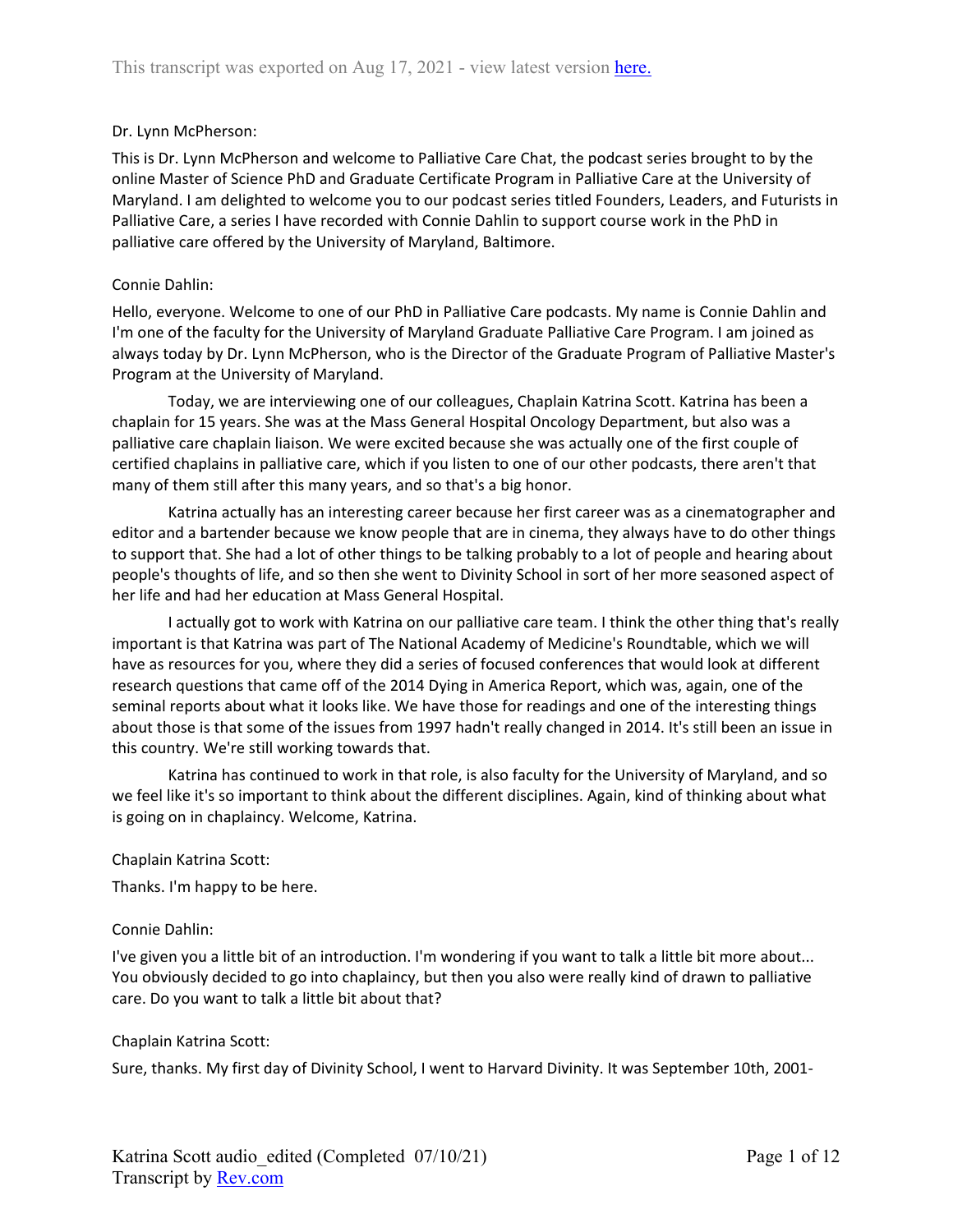Dr. Lynn McPherson:

This is Dr. Lynn McPherson and welcome to Palliative Care Chat, the podcast series brought to by the online Master of Science PhD and Graduate Certificate Program in Palliative Care at the University of Maryland. I am delighted to welcome you to our podcast series titled Founders, Leaders, and Futurists in Palliative Care, a series I have recorded with Connie Dahlin to support course work in the PhD in palliative care offered by the University of Maryland, Baltimore.

Connie Dahlin:

Hello, everyone. Welcome to one of our PhD in Palliative Care podcasts. My name is Connie Dahlin and I'm one of the faculty for the University of Maryland Graduate Palliative Care Program. I am joined as always today by Dr. Lynn McPherson, who is the Director of the Graduate Program of Palliative Master's Program at the University of Maryland.

Today, we are interviewing one of our colleagues, Chaplain Katrina Scott. Katrina has been a chaplain for 15 years. She was at the Mass General Hospital Oncology Department, but also was a palliative care chaplain liaison. We were excited because she was actually one of the first couple of certified chaplains in palliative care, which if you listen to one of our other podcasts, there aren't that many of them still after this many years, and so that's a big honor.

Katrina actually has an interesting career because her first career was as a cinematographer and editor and a bartender because we know people that are in cinema, they always have to do other things to support that. She had a lot of other things to be talking probably to a lot of people and hearing about people's thoughts of life, and so then she went to Divinity School in sort of her more seasoned aspect of her life and had her education at Mass General Hospital.

I actually got to work with Katrina on our palliative care team. I think the other thing that's really important is that Katrina was part of The National Academy of Medicine's Roundtable, which we will have as resources for you, where they did a series of focused conferences that would look at different research questions that came off of the 2014 Dying in America Report, which was, again, one of the seminal reports about what it looks like. We have those for readings and one of the interesting things about those is that some of the issues from 1997 hadn't really changed in 2014. It's still been an issue in this country. We're still working towards that.

Katrina has continued to work in that role, is also faculty for the University of Maryland, and so we feel like it's so important to think about the different disciplines. Again, kind of thinking about what is going on in chaplaincy. Welcome, Katrina.

Chaplain Katrina Scott:

Thanks. I'm happy to be here.

Connie Dahlin:

I've given you a little bit of an introduction. I'm wondering if you want to talk a little bit more about... You obviously decided to go into chaplaincy, but then you also were really kind of drawn to palliative care. Do you want to talk a little bit about that?

Chaplain Katrina Scott:

Sure, thanks. My first day of Divinity School, I went to Harvard Divinity. It was September 10th, 2001-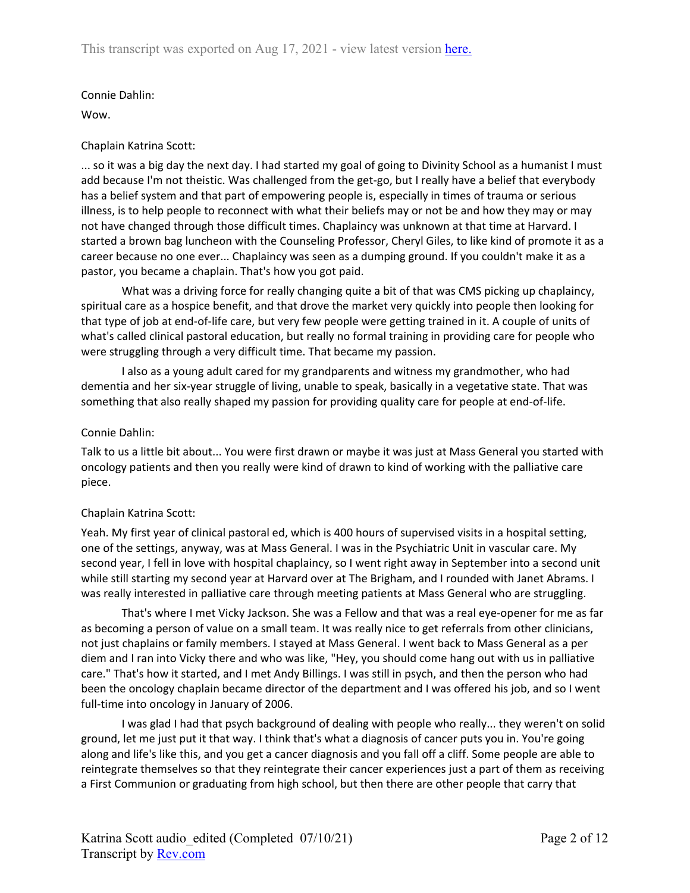Connie Dahlin:

Wow.

Chaplain Katrina Scott:

... so it was a big day the next day. I had started my goal of going to Divinity School as a humanist I must add because I'm not theistic. Was challenged from the get-go, but I really have a belief that everybody has a belief system and that part of empowering people is, especially in times of trauma or serious illness, is to help people to reconnect with what their beliefs may or not be and how they may or may not have changed through those difficult times. Chaplaincy was unknown at that time at Harvard. I started a brown bag luncheon with the Counseling Professor, Cheryl Giles, to like kind of promote it as a career because no one ever... Chaplaincy was seen as a dumping ground. If you couldn't make it as a pastor, you became a chaplain. That's how you got paid.

What was a driving force for really changing quite a bit of that was CMS picking up chaplaincy, spiritual care as a hospice benefit, and that drove the market very quickly into people then looking for that type of job at end-of-life care, but very few people were getting trained in it. A couple of units of what's called clinical pastoral education, but really no formal training in providing care for people who were struggling through a very difficult time. That became my passion.

I also as a young adult cared for my grandparents and witness my grandmother, who had dementia and her six-year struggle of living, unable to speak, basically in a vegetative state. That was something that also really shaped my passion for providing quality care for people at end-of-life.

Connie Dahlin:

Talk to us a little bit about... You were first drawn or maybe it was just at Mass General you started with oncology patients and then you really were kind of drawn to kind of working with the palliative care piece.

Chaplain Katrina Scott:

Yeah. My first year of clinical pastoral ed, which is 400 hours of supervised visits in a hospital setting, one of the settings, anyway, was at Mass General. I was in the Psychiatric Unit in vascular care. My second year, I fell in love with hospital chaplaincy, so I went right away in September into a second unit while still starting my second year at Harvard over at The Brigham, and I rounded with Janet Abrams. I was really interested in palliative care through meeting patients at Mass General who are struggling.

That's where I met Vicky Jackson. She was a Fellow and that was a real eye-opener for me as far as becoming a person of value on a small team. It was really nice to get referrals from other clinicians, not just chaplains or family members. I stayed at Mass General. I went back to Mass General as a per diem and I ran into Vicky there and who was like, "Hey, you should come hang out with us in palliative care." That's how it started, and I met Andy Billings. I was still in psych, and then the person who had been the oncology chaplain became director of the department and I was offered his job, and so I went full-time into oncology in January of 2006.

I was glad I had that psych background of dealing with people who really... they weren't on solid ground, let me just put it that way. I think that's what a diagnosis of cancer puts you in. You're going along and life's like this, and you get a cancer diagnosis and you fall off a cliff. Some people are able to reintegrate themselves so that they reintegrate their cancer experiences just a part of them as receiving a First Communion or graduating from high school, but then there are other people that carry that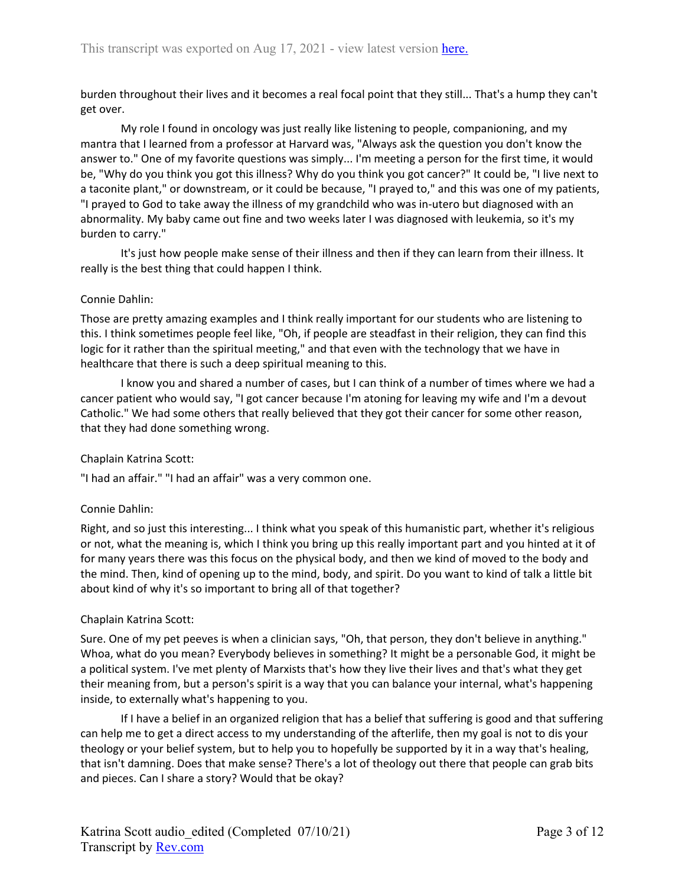burden throughout their lives and it becomes a real focal point that they still... That's a hump they can't get over.

My role I found in oncology was just really like listening to people, companioning, and my mantra that I learned from a professor at Harvard was, "Always ask the question you don't know the answer to." One of my favorite questions was simply... I'm meeting a person for the first time, it would be, "Why do you think you got this illness? Why do you think you got cancer?" It could be, "I live next to a taconite plant," or downstream, or it could be because, "I prayed to," and this was one of my patients, "I prayed to God to take away the illness of my grandchild who was in-utero but diagnosed with an abnormality. My baby came out fine and two weeks later I was diagnosed with leukemia, so it's my burden to carry."

It's just how people make sense of their illness and then if they can learn from their illness. It really is the best thing that could happen I think.

Connie Dahlin:

Those are pretty amazing examples and I think really important for our students who are listening to this. I think sometimes people feel like, "Oh, if people are steadfast in their religion, they can find this logic for it rather than the spiritual meeting," and that even with the technology that we have in healthcare that there is such a deep spiritual meaning to this.

I know you and shared a number of cases, but I can think of a number of times where we had a cancer patient who would say, "I got cancer because I'm atoning for leaving my wife and I'm a devout Catholic." We had some others that really believed that they got their cancer for some other reason, that they had done something wrong.

Chaplain Katrina Scott:

"I had an affair." "I had an affair" was a very common one.

Connie Dahlin:

Right, and so just this interesting... I think what you speak of this humanistic part, whether it's religious or not, what the meaning is, which I think you bring up this really important part and you hinted at it of for many years there was this focus on the physical body, and then we kind of moved to the body and the mind. Then, kind of opening up to the mind, body, and spirit. Do you want to kind of talk a little bit about kind of why it's so important to bring all of that together?

Chaplain Katrina Scott:

Sure. One of my pet peeves is when a clinician says, "Oh, that person, they don't believe in anything." Whoa, what do you mean? Everybody believes in something? It might be a personable God, it might be a political system. I've met plenty of Marxists that's how they live their lives and that's what they get their meaning from, but a person's spirit is a way that you can balance your internal, what's happening inside, to externally what's happening to you.

If I have a belief in an organized religion that has a belief that suffering is good and that suffering can help me to get a direct access to my understanding of the afterlife, then my goal is not to dis your theology or your belief system, but to help you to hopefully be supported by it in a way that's healing, that isn't damning. Does that make sense? There's a lot of theology out there that people can grab bits and pieces. Can I share a story? Would that be okay?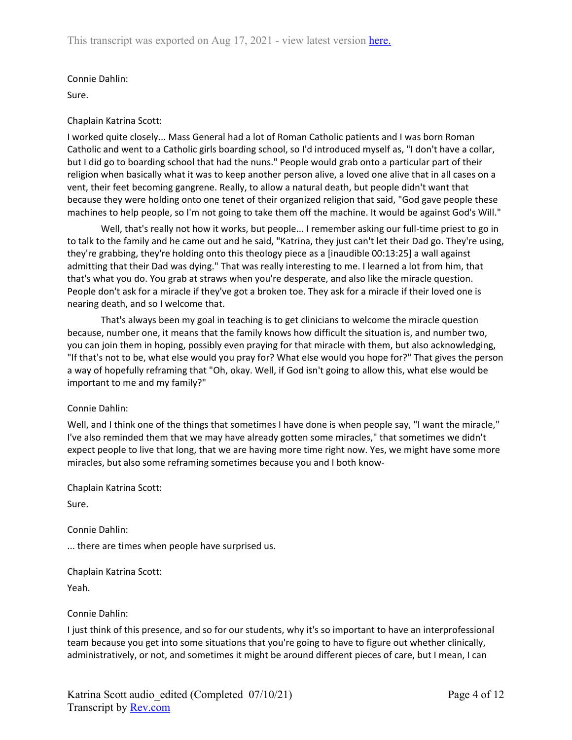Connie Dahlin:

Sure.

Chaplain Katrina Scott:

I worked quite closely... Mass General had a lot of Roman Catholic patients and I was born Roman Catholic and went to a Catholic girls boarding school, so I'd introduced myself as, "I don't have a collar, but I did go to boarding school that had the nuns." People would grab onto a particular part of their religion when basically what it was to keep another person alive, a loved one alive that in all cases on a vent, their feet becoming gangrene. Really, to allow a natural death, but people didn't want that because they were holding onto one tenet of their organized religion that said, "God gave people these machines to help people, so I'm not going to take them off the machine. It would be against God's Will."

Well, that's really not how it works, but people... I remember asking our full-time priest to go in to talk to the family and he came out and he said, "Katrina, they just can't let their Dad go. They're using, they're grabbing, they're holding onto this theology piece as a [inaudible 00:13:25] a wall against admitting that their Dad was dying." That was really interesting to me. I learned a lot from him, that that's what you do. You grab at straws when you're desperate, and also like the miracle question. People don't ask for a miracle if they've got a broken toe. They ask for a miracle if their loved one is nearing death, and so I welcome that.

That's always been my goal in teaching is to get clinicians to welcome the miracle question because, number one, it means that the family knows how difficult the situation is, and number two, you can join them in hoping, possibly even praying for that miracle with them, but also acknowledging, "If that's not to be, what else would you pray for? What else would you hope for?" That gives the person a way of hopefully reframing that "Oh, okay. Well, if God isn't going to allow this, what else would be important to me and my family?"

Connie Dahlin:

Well, and I think one of the things that sometimes I have done is when people say, "I want the miracle," I've also reminded them that we may have already gotten some miracles," that sometimes we didn't expect people to live that long, that we are having more time right now. Yes, we might have some more miracles, but also some reframing sometimes because you and I both know-

Chaplain Katrina Scott:

Sure.

Connie Dahlin:

... there are times when people have surprised us.

Chaplain Katrina Scott:

Yeah.

Connie Dahlin:

I just think of this presence, and so for our students, why it's so important to have an interprofessional team because you get into some situations that you're going to have to figure out whether clinically, administratively, or not, and sometimes it might be around different pieces of care, but I mean, I can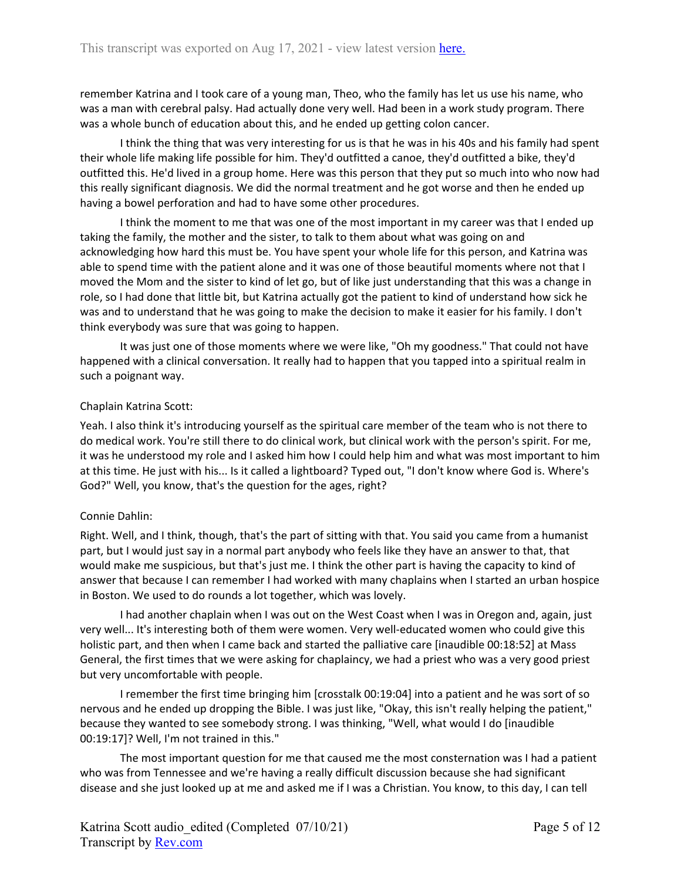remember Katrina and I took care of a young man, Theo, who the family has let us use his name, who was a man with cerebral palsy. Had actually done very well. Had been in a work study program. There was a whole bunch of education about this, and he ended up getting colon cancer.

I think the thing that was very interesting for us is that he was in his 40s and his family had spent their whole life making life possible for him. They'd outfitted a canoe, they'd outfitted a bike, they'd outfitted this. He'd lived in a group home. Here was this person that they put so much into who now had this really significant diagnosis. We did the normal treatment and he got worse and then he ended up having a bowel perforation and had to have some other procedures.

I think the moment to me that was one of the most important in my career was that I ended up taking the family, the mother and the sister, to talk to them about what was going on and acknowledging how hard this must be. You have spent your whole life for this person, and Katrina was able to spend time with the patient alone and it was one of those beautiful moments where not that I moved the Mom and the sister to kind of let go, but of like just understanding that this was a change in role, so I had done that little bit, but Katrina actually got the patient to kind of understand how sick he was and to understand that he was going to make the decision to make it easier for his family. I don't think everybody was sure that was going to happen.

It was just one of those moments where we were like, "Oh my goodness." That could not have happened with a clinical conversation. It really had to happen that you tapped into a spiritual realm in such a poignant way.

Chaplain Katrina Scott:

Yeah. I also think it's introducing yourself as the spiritual care member of the team who is not there to do medical work. You're still there to do clinical work, but clinical work with the person's spirit. For me, it was he understood my role and I asked him how I could help him and what was most important to him at this time. He just with his... Is it called a lightboard? Typed out, "I don't know where God is. Where's God?" Well, you know, that's the question for the ages, right?

Connie Dahlin:

Right. Well, and I think, though, that's the part of sitting with that. You said you came from a humanist part, but I would just say in a normal part anybody who feels like they have an answer to that, that would make me suspicious, but that's just me. I think the other part is having the capacity to kind of answer that because I can remember I had worked with many chaplains when I started an urban hospice in Boston. We used to do rounds a lot together, which was lovely.

I had another chaplain when I was out on the West Coast when I was in Oregon and, again, just very well... It's interesting both of them were women. Very well-educated women who could give this holistic part, and then when I came back and started the palliative care [inaudible 00:18:52] at Mass General, the first times that we were asking for chaplaincy, we had a priest who was a very good priest but very uncomfortable with people.

I remember the first time bringing him [crosstalk 00:19:04] into a patient and he was sort of so nervous and he ended up dropping the Bible. I was just like, "Okay, this isn't really helping the patient," because they wanted to see somebody strong. I was thinking, "Well, what would I do [inaudible 00:19:17]? Well, I'm not trained in this."

The most important question for me that caused me the most consternation was I had a patient who was from Tennessee and we're having a really difficult discussion because she had significant disease and she just looked up at me and asked me if I was a Christian. You know, to this day, I can tell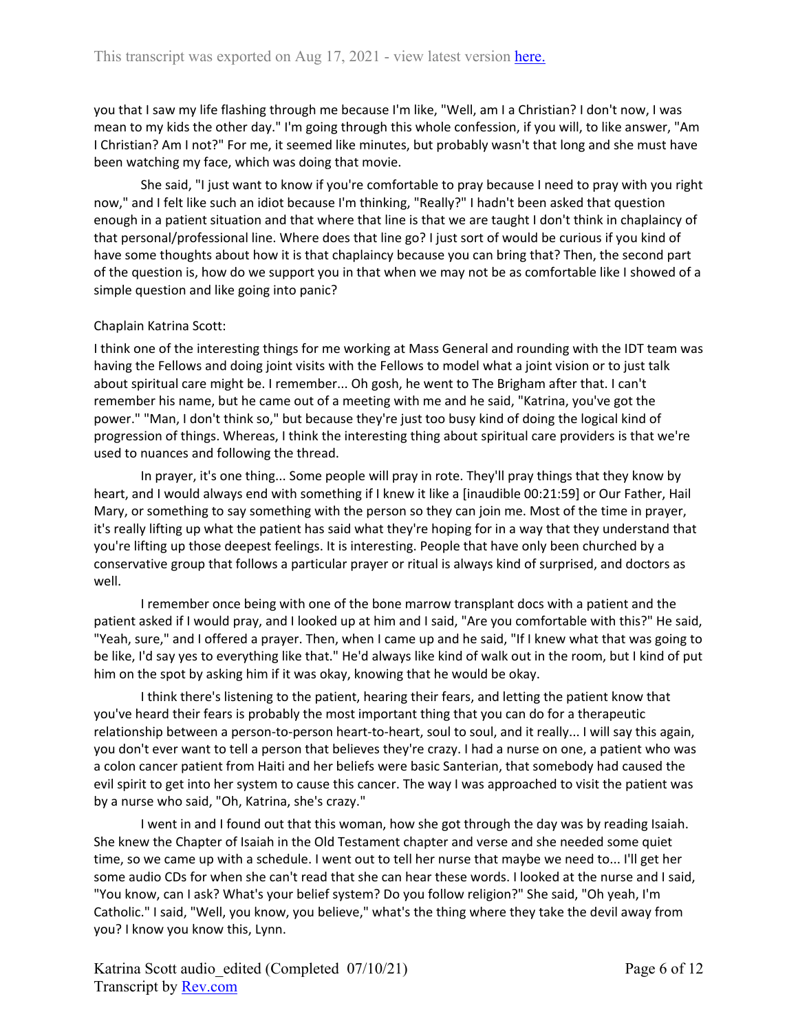you that I saw my life flashing through me because I'm like, "Well, am I a Christian? I don't now, I was mean to my kids the other day." I'm going through this whole confession, if you will, to like answer, "Am I Christian? Am I not?" For me, it seemed like minutes, but probably wasn't that long and she must have been watching my face, which was doing that movie.

She said, "I just want to know if you're comfortable to pray because I need to pray with you right now," and I felt like such an idiot because I'm thinking, "Really?" I hadn't been asked that question enough in a patient situation and that where that line is that we are taught I don't think in chaplaincy of that personal/professional line. Where does that line go? I just sort of would be curious if you kind of have some thoughts about how it is that chaplaincy because you can bring that? Then, the second part of the question is, how do we support you in that when we may not be as comfortable like I showed of a simple question and like going into panic?

Chaplain Katrina Scott:

I think one of the interesting things for me working at Mass General and rounding with the IDT team was having the Fellows and doing joint visits with the Fellows to model what a joint vision or to just talk about spiritual care might be. I remember... Oh gosh, he went to The Brigham after that. I can't remember his name, but he came out of a meeting with me and he said, "Katrina, you've got the power." "Man, I don't think so," but because they're just too busy kind of doing the logical kind of progression of things. Whereas, I think the interesting thing about spiritual care providers is that we're used to nuances and following the thread.

In prayer, it's one thing... Some people will pray in rote. They'll pray things that they know by heart, and I would always end with something if I knew it like a [inaudible 00:21:59] or Our Father, Hail Mary, or something to say something with the person so they can join me. Most of the time in prayer, it's really lifting up what the patient has said what they're hoping for in a way that they understand that you're lifting up those deepest feelings. It is interesting. People that have only been churched by a conservative group that follows a particular prayer or ritual is always kind of surprised, and doctors as well.

I remember once being with one of the bone marrow transplant docs with a patient and the patient asked if I would pray, and I looked up at him and I said, "Are you comfortable with this?" He said, "Yeah, sure," and I offered a prayer. Then, when I came up and he said, "If I knew what that was going to be like, I'd say yes to everything like that." He'd always like kind of walk out in the room, but I kind of put him on the spot by asking him if it was okay, knowing that he would be okay.

I think there's listening to the patient, hearing their fears, and letting the patient know that you've heard their fears is probably the most important thing that you can do for a therapeutic relationship between a person-to-person heart-to-heart, soul to soul, and it really... I will say this again, you don't ever want to tell a person that believes they're crazy. I had a nurse on one, a patient who was a colon cancer patient from Haiti and her beliefs were basic Santerian, that somebody had caused the evil spirit to get into her system to cause this cancer. The way I was approached to visit the patient was by a nurse who said, "Oh, Katrina, she's crazy."

I went in and I found out that this woman, how she got through the day was by reading Isaiah. She knew the Chapter of Isaiah in the Old Testament chapter and verse and she needed some quiet time, so we came up with a schedule. I went out to tell her nurse that maybe we need to... I'll get her some audio CDs for when she can't read that she can hear these words. I looked at the nurse and I said, "You know, can I ask? What's your belief system? Do you follow religion?" She said, "Oh yeah, I'm Catholic." I said, "Well, you know, you believe," what's the thing where they take the devil away from you? I know you know this, Lynn.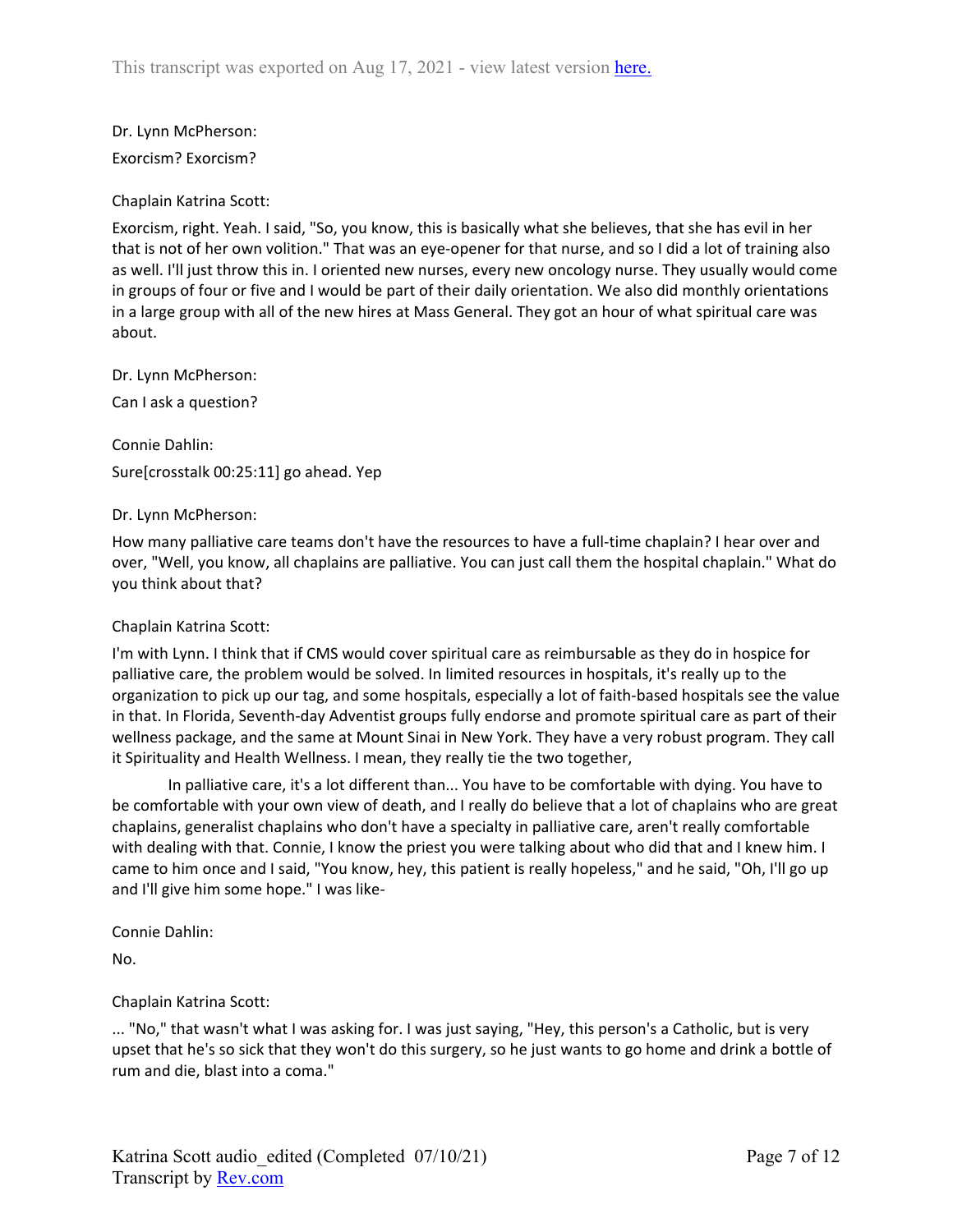Dr. Lynn McPherson:

Exorcism? Exorcism?

Chaplain Katrina Scott:

Exorcism, right. Yeah. I said, "So, you know, this is basically what she believes, that she has evil in her that is not of her own volition." That was an eye-opener for that nurse, and so I did a lot of training also as well. I'll just throw this in. I oriented new nurses, every new oncology nurse. They usually would come in groups of four or five and I would be part of their daily orientation. We also did monthly orientations in a large group with all of the new hires at Mass General. They got an hour of what spiritual care was about.

Dr. Lynn McPherson:

Can I ask a question?

Connie Dahlin:

Sure[crosstalk 00:25:11] go ahead. Yep

Dr. Lynn McPherson:

How many palliative care teams don't have the resources to have a full-time chaplain? I hear over and over, "Well, you know, all chaplains are palliative. You can just call them the hospital chaplain." What do you think about that?

Chaplain Katrina Scott:

I'm with Lynn. I think that if CMS would cover spiritual care as reimbursable as they do in hospice for palliative care, the problem would be solved. In limited resources in hospitals, it's really up to the organization to pick up our tag, and some hospitals, especially a lot of faith-based hospitals see the value in that. In Florida, Seventh-day Adventist groups fully endorse and promote spiritual care as part of their wellness package, and the same at Mount Sinai in New York. They have a very robust program. They call it Spirituality and Health Wellness. I mean, they really tie the two together,

In palliative care, it's a lot different than... You have to be comfortable with dying. You have to be comfortable with your own view of death, and I really do believe that a lot of chaplains who are great chaplains, generalist chaplains who don't have a specialty in palliative care, aren't really comfortable with dealing with that. Connie, I know the priest you were talking about who did that and I knew him. I came to him once and I said, "You know, hey, this patient is really hopeless," and he said, "Oh, I'll go up and I'll give him some hope." I was like-

Connie Dahlin:

No.

Chaplain Katrina Scott:

... "No," that wasn't what I was asking for. I was just saying, "Hey, this person's a Catholic, but is very upset that he's so sick that they won't do this surgery, so he just wants to go home and drink a bottle of rum and die, blast into a coma."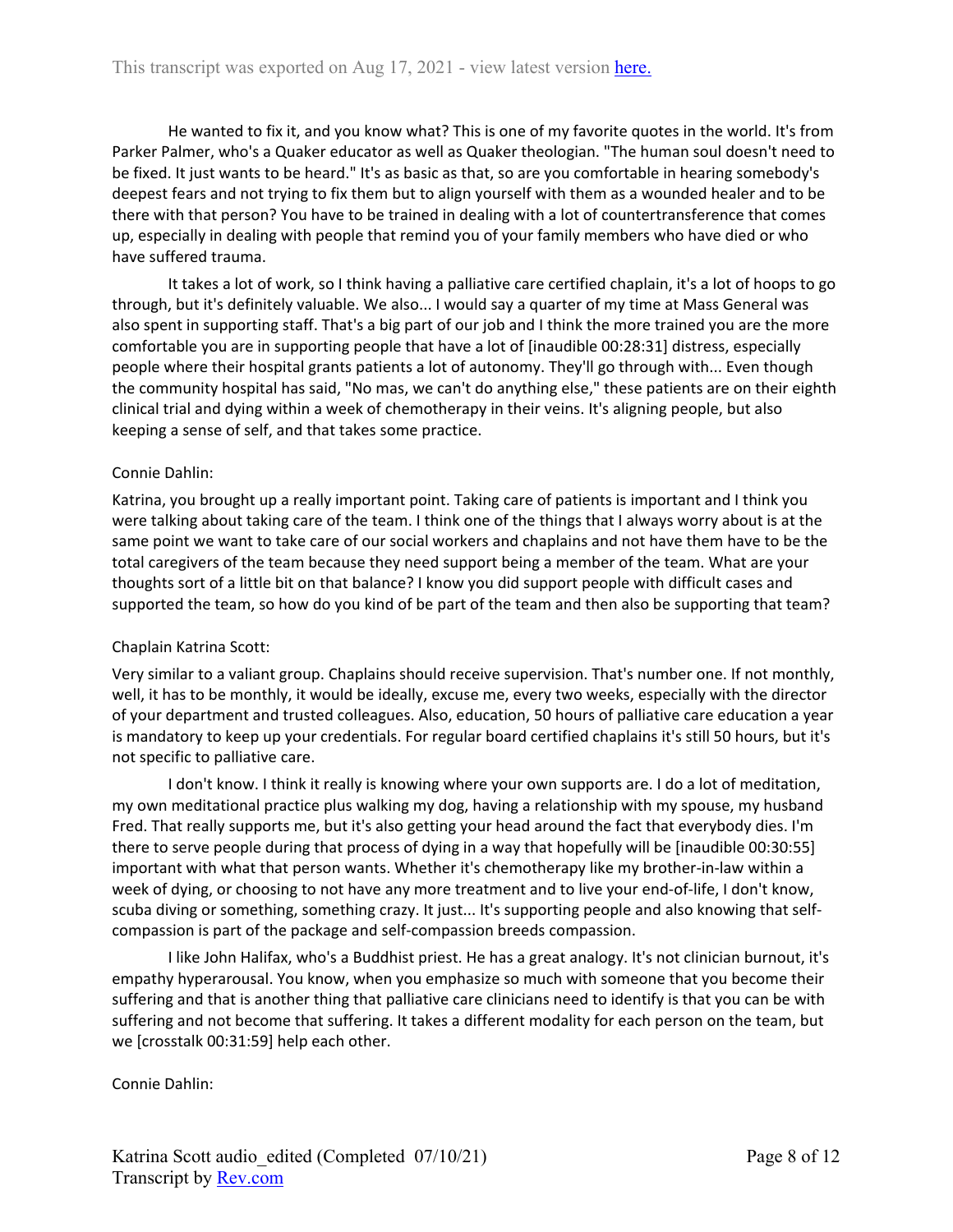He wanted to fix it, and you know what? This is one of my favorite quotes in the world. It's from Parker Palmer, who's a Quaker educator as well as Quaker theologian. "The human soul doesn't need to be fixed. It just wants to be heard." It's as basic as that, so are you comfortable in hearing somebody's deepest fears and not trying to fix them but to align yourself with them as a wounded healer and to be there with that person? You have to be trained in dealing with a lot of countertransference that comes up, especially in dealing with people that remind you of your family members who have died or who have suffered trauma.

It takes a lot of work, so I think having a palliative care certified chaplain, it's a lot of hoops to go through, but it's definitely valuable. We also... I would say a quarter of my time at Mass General was also spent in supporting staff. That's a big part of our job and I think the more trained you are the more comfortable you are in supporting people that have a lot of [inaudible 00:28:31] distress, especially people where their hospital grants patients a lot of autonomy. They'll go through with... Even though the community hospital has said, "No mas, we can't do anything else," these patients are on their eighth clinical trial and dying within a week of chemotherapy in their veins. It's aligning people, but also keeping a sense of self, and that takes some practice.

Connie Dahlin:

Katrina, you brought up a really important point. Taking care of patients is important and I think you were talking about taking care of the team. I think one of the things that I always worry about is at the same point we want to take care of our social workers and chaplains and not have them have to be the total caregivers of the team because they need support being a member of the team. What are your thoughts sort of a little bit on that balance? I know you did support people with difficult cases and supported the team, so how do you kind of be part of the team and then also be supporting that team?

Chaplain Katrina Scott:

Very similar to a valiant group. Chaplains should receive supervision. That's number one. If not monthly, well, it has to be monthly, it would be ideally, excuse me, every two weeks, especially with the director of your department and trusted colleagues. Also, education, 50 hours of palliative care education a year is mandatory to keep up your credentials. For regular board certified chaplains it's still 50 hours, but it's not specific to palliative care.

I don't know. I think it really is knowing where your own supports are. I do a lot of meditation, my own meditational practice plus walking my dog, having a relationship with my spouse, my husband Fred. That really supports me, but it's also getting your head around the fact that everybody dies. I'm there to serve people during that process of dying in a way that hopefully will be [inaudible 00:30:55] important with what that person wants. Whether it's chemotherapy like my brother-in-law within a week of dying, or choosing to not have any more treatment and to live your end-of-life, I don't know, scuba diving or something, something crazy. It just... It's supporting people and also knowing that self-compassion is part of the package and self-compassion breeds compassion.

I like John Halifax, who's a Buddhist priest. He has a great analogy. It's not clinician burnout, it's empathy hyperarousal. You know, when you emphasize so much with someone that you become their suffering and that is another thing that palliative care clinicians need to identify is that you can be with suffering and not become that suffering. It takes a different modality for each person on the team, but we [crosstalk 00:31:59] help each other.

Connie Dahlin: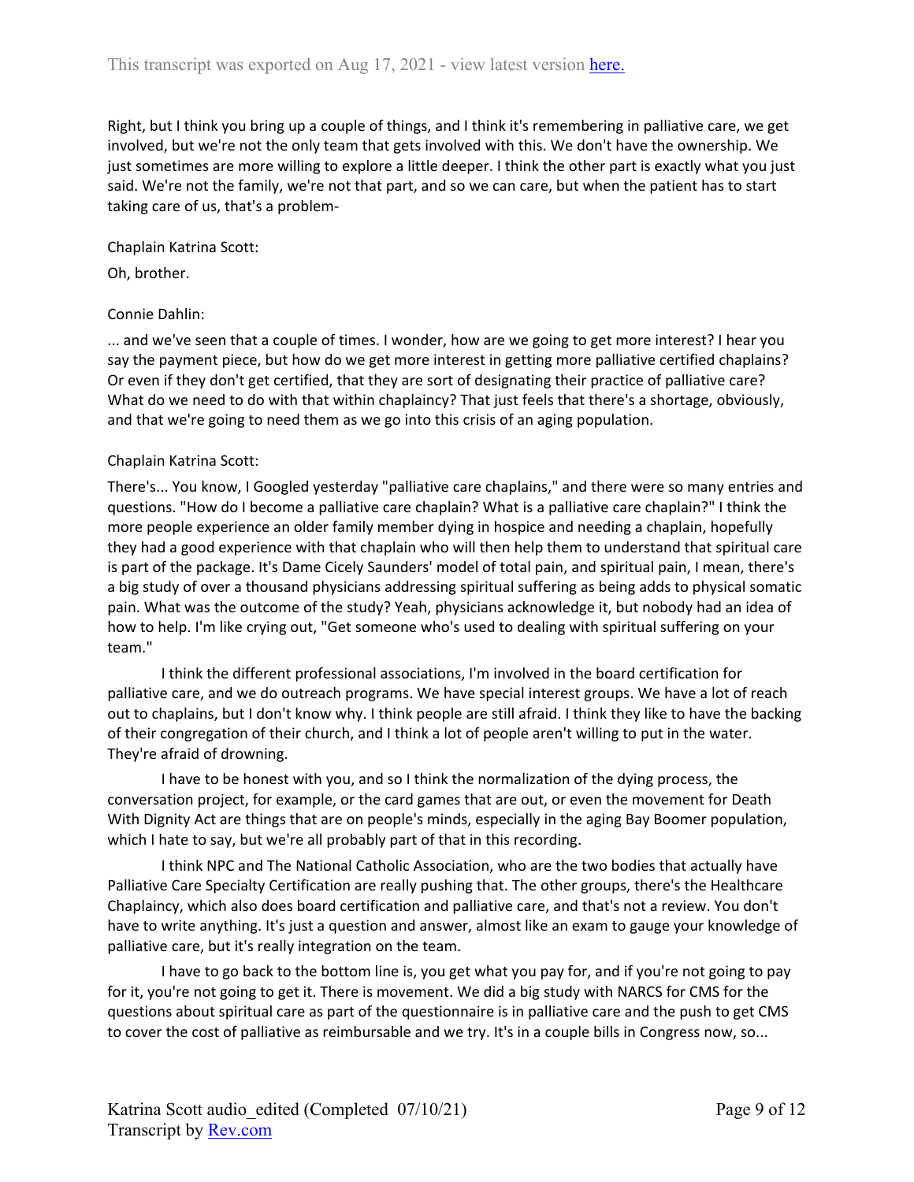Right, but I think you bring up a couple of things, and I think it's remembering in palliative care, we get involved, but we're not the only team that gets involved with this. We don't have the ownership. We just sometimes are more willing to explore a little deeper. I think the other part is exactly what you just said. We're not the family, we're not that part, and so we can care, but when the patient has to start taking care of us, that's a problem-

Chaplain Katrina Scott:

Oh, brother.

Connie Dahlin:

... and we've seen that a couple of times. I wonder, how are we going to get more interest? I hear you say the payment piece, but how do we get more interest in getting more palliative certified chaplains? Or even if they don't get certified, that they are sort of designating their practice of palliative care? What do we need to do with that within chaplaincy? That just feels that there's a shortage, obviously, and that we're going to need them as we go into this crisis of an aging population.

Chaplain Katrina Scott:

There's... You know, I Googled yesterday "palliative care chaplains," and there were so many entries and questions. "How do I become a palliative care chaplain? What is a palliative care chaplain?" I think the more people experience an older family member dying in hospice and needing a chaplain, hopefully they had a good experience with that chaplain who will then help them to understand that spiritual care is part of the package. It's Dame Cicely Saunders' model of total pain, and spiritual pain, I mean, there's a big study of over a thousand physicians addressing spiritual suffering as being adds to physical somatic pain. What was the outcome of the study? Yeah, physicians acknowledge it, but nobody had an idea of how to help. I'm like crying out, "Get someone who's used to dealing with spiritual suffering on your team."

I think the different professional associations, I'm involved in the board certification for palliative care, and we do outreach programs. We have special interest groups. We have a lot of reach out to chaplains, but I don't know why. I think people are still afraid. I think they like to have the backing of their congregation of their church, and I think a lot of people aren't willing to put in the water. They're afraid of drowning.

I have to be honest with you, and so I think the normalization of the dying process, the conversation project, for example, or the card games that are out, or even the movement for Death With Dignity Act are things that are on people's minds, especially in the aging Bay Boomer population, which I hate to say, but we're all probably part of that in this recording.

I think NPC and The National Catholic Association, who are the two bodies that actually have Palliative Care Specialty Certification are really pushing that. The other groups, there's the Healthcare Chaplaincy, which also does board certification and palliative care, and that's not a review. You don't have to write anything. It's just a question and answer, almost like an exam to gauge your knowledge of palliative care, but it's really integration on the team.

I have to go back to the bottom line is, you get what you pay for, and if you're not going to pay for it, you're not going to get it. There is movement. We did a big study with NARCS for CMS for the questions about spiritual care as part of the questionnaire is in palliative care and the push to get CMS to cover the cost of palliative as reimbursable and we try. It's in a couple bills in Congress now, so...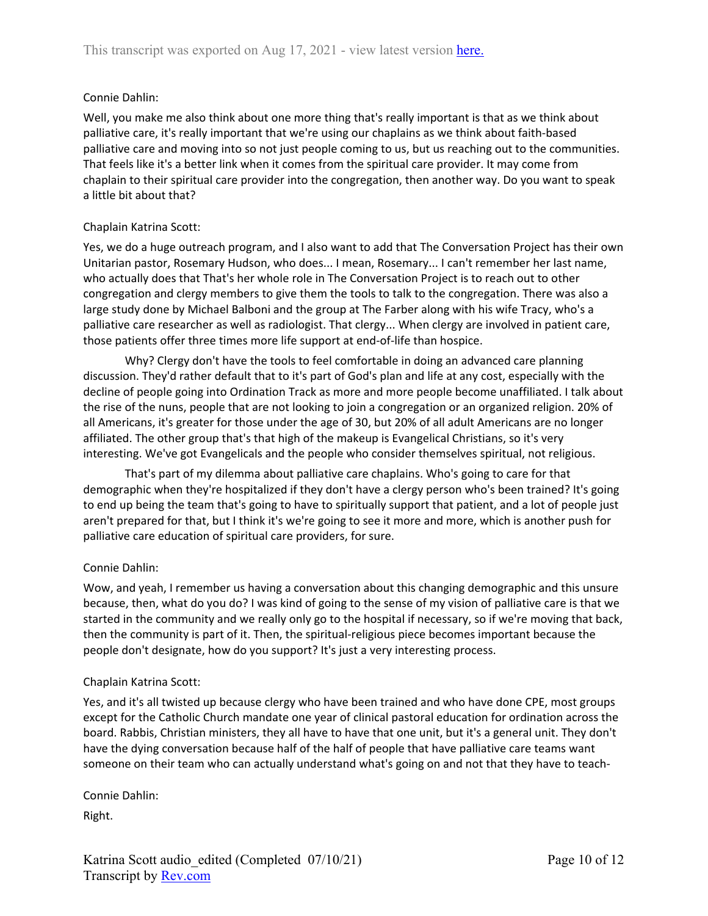Connie Dahlin:

Well, you make me also think about one more thing that's really important is that as we think about palliative care, it's really important that we're using our chaplains as we think about faith-based palliative care and moving into so not just people coming to us, but us reaching out to the communities. That feels like it's a better link when it comes from the spiritual care provider. It may come from chaplain to their spiritual care provider into the congregation, then another way. Do you want to speak a little bit about that?

Chaplain Katrina Scott:

Yes, we do a huge outreach program, and I also want to add that The Conversation Project has their own Unitarian pastor, Rosemary Hudson, who does... I mean, Rosemary... I can't remember her last name, who actually does that That's her whole role in The Conversation Project is to reach out to other congregation and clergy members to give them the tools to talk to the congregation. There was also a large study done by Michael Balboni and the group at The Farber along with his wife Tracy, who's a palliative care researcher as well as radiologist. That clergy... When clergy are involved in patient care, those patients offer three times more life support at end-of-life than hospice.

Why? Clergy don't have the tools to feel comfortable in doing an advanced care planning discussion. They'd rather default that to it's part of God's plan and life at any cost, especially with the decline of people going into Ordination Track as more and more people become unaffiliated. I talk about the rise of the nuns, people that are not looking to join a congregation or an organized religion. 20% of all Americans, it's greater for those under the age of 30, but 20% of all adult Americans are no longer affiliated. The other group that's that high of the makeup is Evangelical Christians, so it's very interesting. We've got Evangelicals and the people who consider themselves spiritual, not religious.

That's part of my dilemma about palliative care chaplains. Who's going to care for that demographic when they're hospitalized if they don't have a clergy person who's been trained? It's going to end up being the team that's going to have to spiritually support that patient, and a lot of people just aren't prepared for that, but I think it's we're going to see it more and more, which is another push for palliative care education of spiritual care providers, for sure.

Connie Dahlin:

Wow, and yeah, I remember us having a conversation about this changing demographic and this unsure because, then, what do you do? I was kind of going to the sense of my vision of palliative care is that we started in the community and we really only go to the hospital if necessary, so if we're moving that back, then the community is part of it. Then, the spiritual-religious piece becomes important because the people don't designate, how do you support? It's just a very interesting process.

Chaplain Katrina Scott:

Yes, and it's all twisted up because clergy who have been trained and who have done CPE, most groups except for the Catholic Church mandate one year of clinical pastoral education for ordination across the board. Rabbis, Christian ministers, they all have to have that one unit, but it's a general unit. They don't have the dying conversation because half of the half of people that have palliative care teams want someone on their team who can actually understand what's going on and not that they have to teach-

Connie Dahlin:

Right.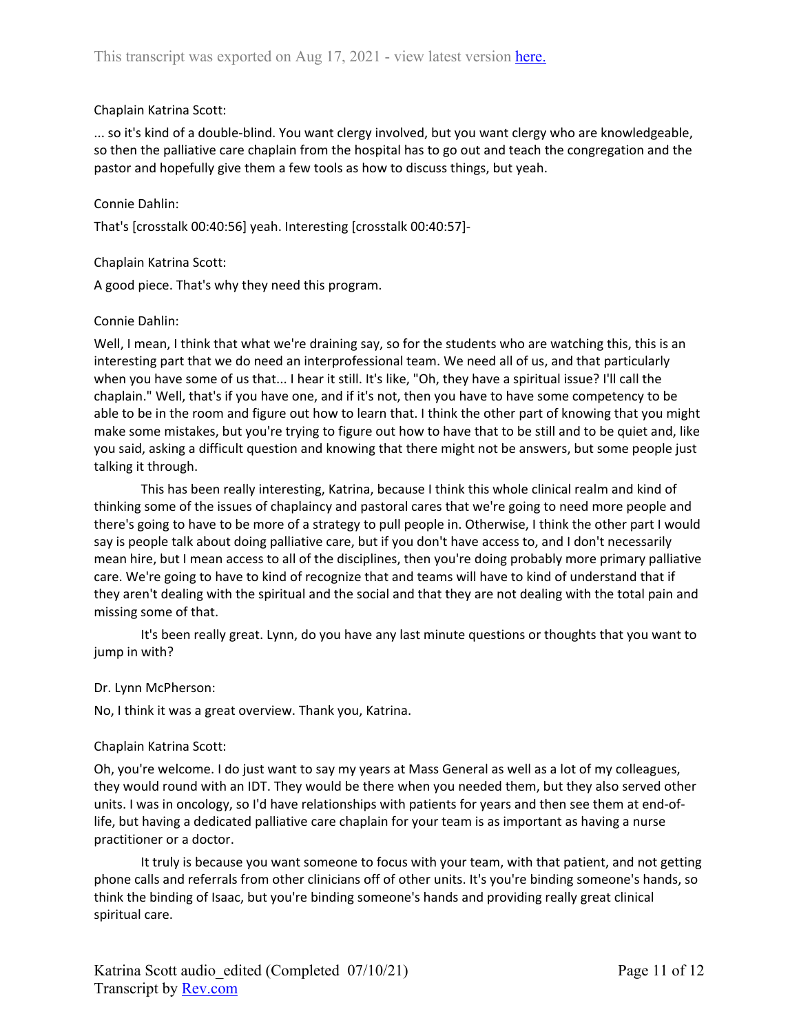Chaplain Katrina Scott:

... so it's kind of a double-blind. You want clergy involved, but you want clergy who are knowledgeable, so then the palliative care chaplain from the hospital has to go out and teach the congregation and the pastor and hopefully give them a few tools as how to discuss things, but yeah.

Connie Dahlin:

That's [crosstalk 00:40:56] yeah. Interesting [crosstalk 00:40:57]-

Chaplain Katrina Scott:

A good piece. That's why they need this program.

Connie Dahlin:

Well, I mean, I think that what we're draining say, so for the students who are watching this, this is an interesting part that we do need an interprofessional team. We need all of us, and that particularly when you have some of us that... I hear it still. It's like, "Oh, they have a spiritual issue? I'll call the chaplain." Well, that's if you have one, and if it's not, then you have to have some competency to be able to be in the room and figure out how to learn that. I think the other part of knowing that you might make some mistakes, but you're trying to figure out how to have that to be still and to be quiet and, like you said, asking a difficult question and knowing that there might not be answers, but some people just talking it through.

This has been really interesting, Katrina, because I think this whole clinical realm and kind of thinking some of the issues of chaplaincy and pastoral cares that we're going to need more people and there's going to have to be more of a strategy to pull people in. Otherwise, I think the other part I would say is people talk about doing palliative care, but if you don't have access to, and I don't necessarily mean hire, but I mean access to all of the disciplines, then you're doing probably more primary palliative care. We're going to have to kind of recognize that and teams will have to kind of understand that if they aren't dealing with the spiritual and the social and that they are not dealing with the total pain and missing some of that.

It's been really great. Lynn, do you have any last minute questions or thoughts that you want to jump in with?

Dr. Lynn McPherson:

No, I think it was a great overview. Thank you, Katrina.

Chaplain Katrina Scott:

Oh, you're welcome. I do just want to say my years at Mass General as well as a lot of my colleagues, they would round with an IDT. They would be there when you needed them, but they also served other units. I was in oncology, so I'd have relationships with patients for years and then see them at end-of-life, but having a dedicated palliative care chaplain for your team is as important as having a nurse practitioner or a doctor.

It truly is because you want someone to focus with your team, with that patient, and not getting phone calls and referrals from other clinicians off of other units. It's you're binding someone's hands, so think the binding of Isaac, but you're binding someone's hands and providing really great clinical spiritual care.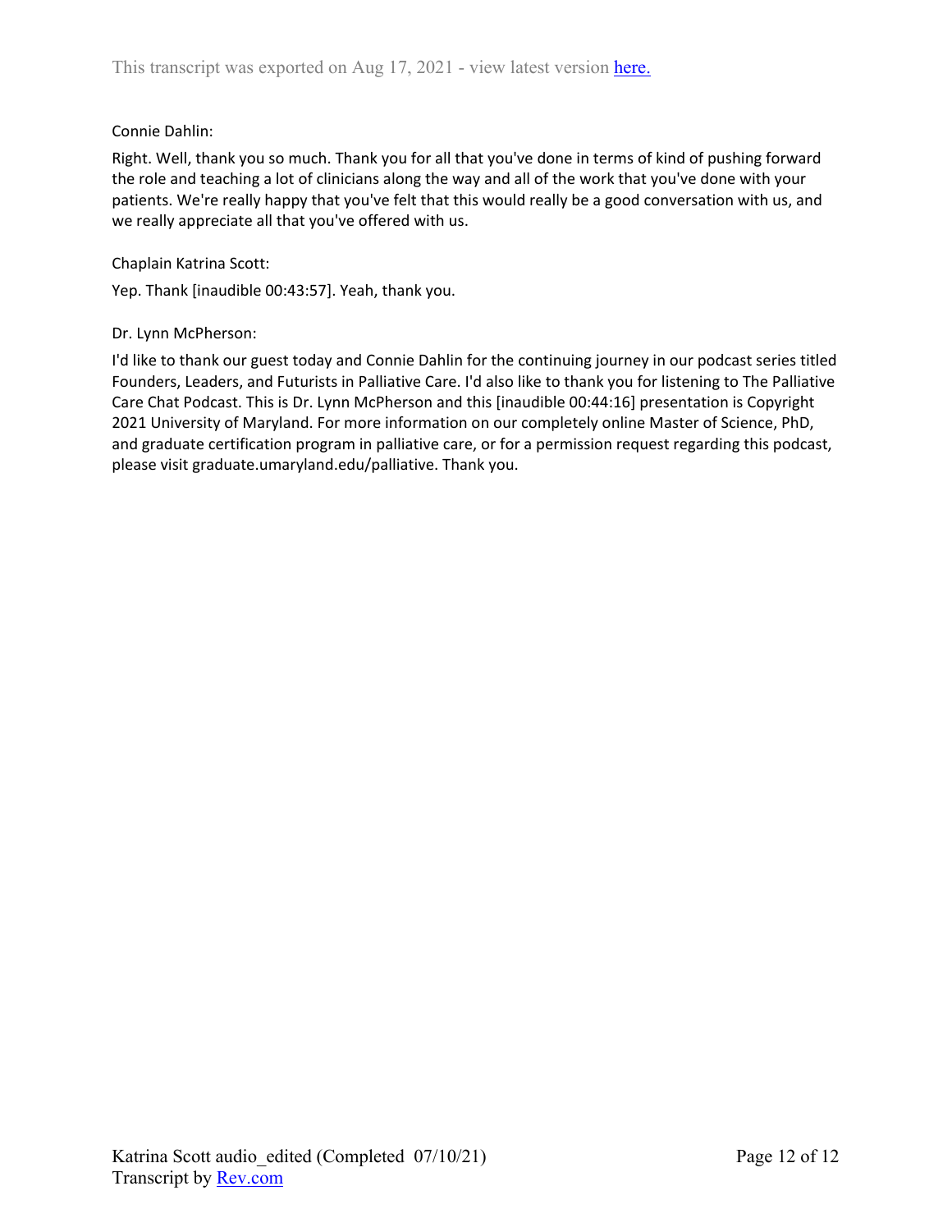Connie Dahlin:

Right. Well, thank you so much. Thank you for all that you've done in terms of kind of pushing forward the role and teaching a lot of clinicians along the way and all of the work that you've done with your patients. We're really happy that you've felt that this would really be a good conversation with us, and we really appreciate all that you've offered with us.

Chaplain Katrina Scott:

Yep. Thank [inaudible 00:43:57]. Yeah, thank you.

Dr. Lynn McPherson:

I'd like to thank our guest today and Connie Dahlin for the continuing journey in our podcast series titled Founders, Leaders, and Futurists in Palliative Care. I'd also like to thank you for listening to The Palliative Care Chat Podcast. This is Dr. Lynn McPherson and this [inaudible 00:44:16] presentation is Copyright 2021 University of Maryland. For more information on our completely online Master of Science, PhD, and graduate certification program in palliative care, or for a permission request regarding this podcast, please visit graduate.umaryland.edu/palliative. Thank you.